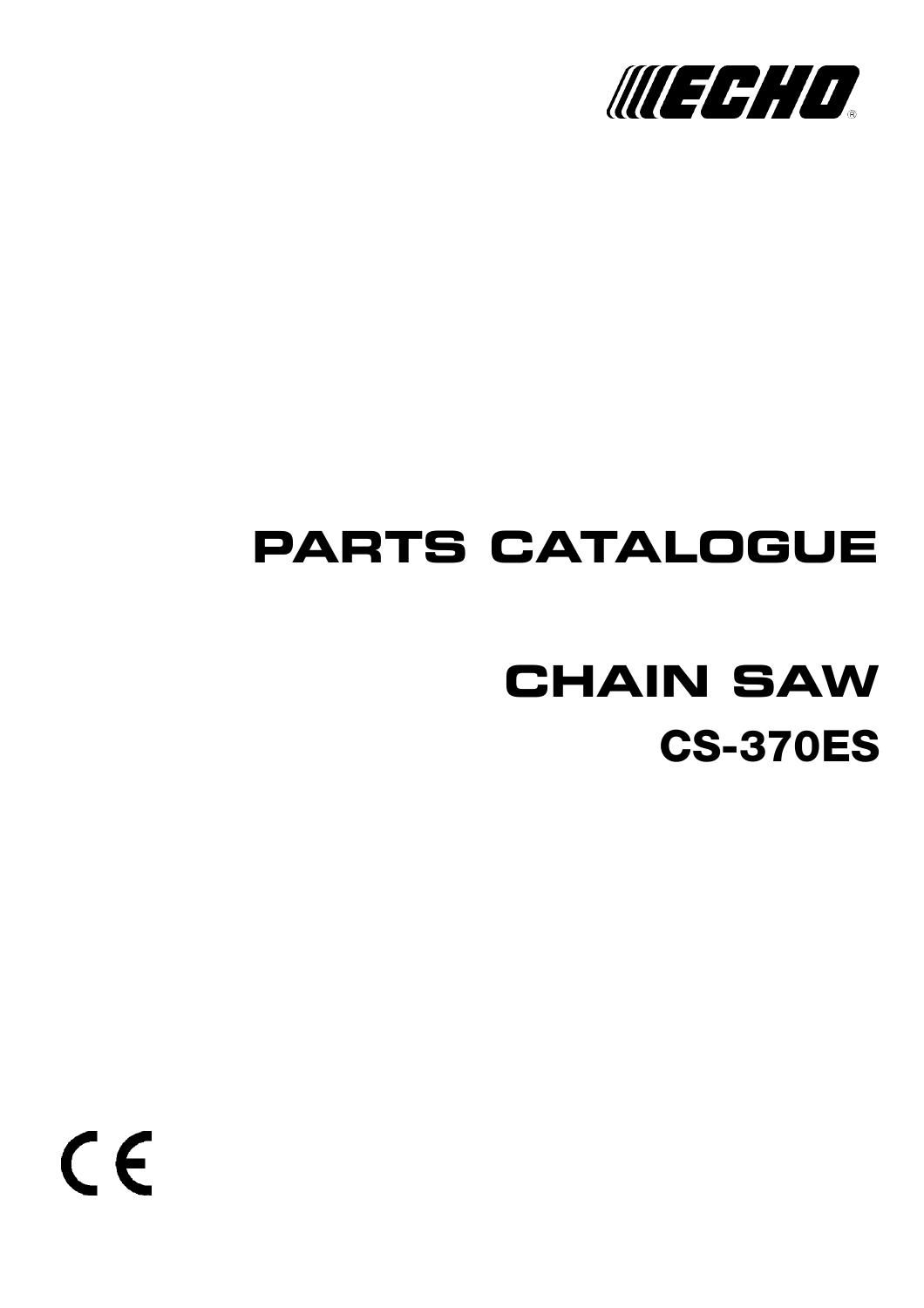ECHO®

# PARTS CATALOGUE

# CHAIN SAW

## CS-370ES

CE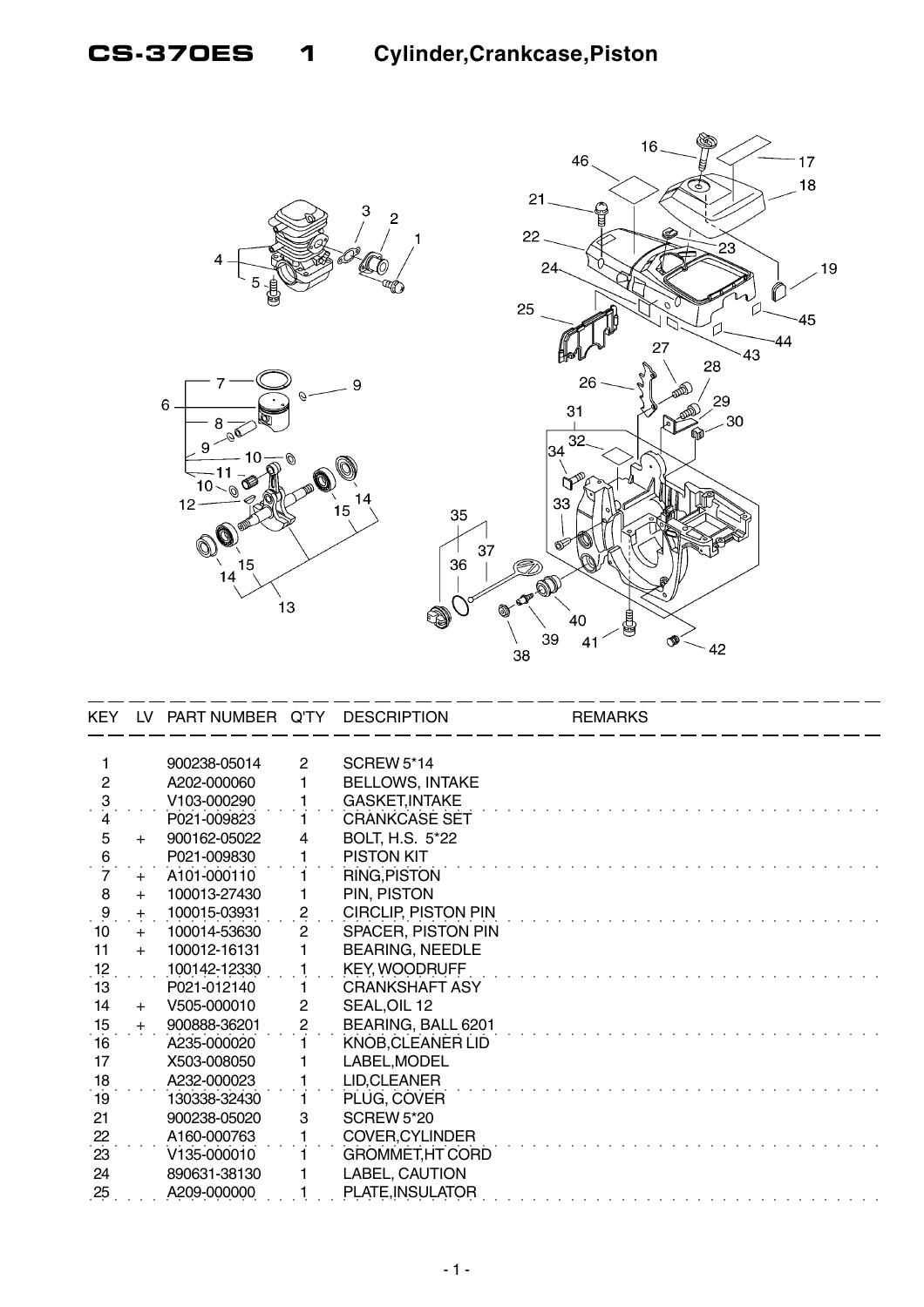# CS-370ES 1 Cylinder,Crankcase,Piston

| KEY | LV | PART NUMBER | Q'TY | DESCRIPTION | REMARKS |
|---|---|---|---|---|---|
| 1 | | 900238-05014 | 2 | SCREW 5*14 | |
| 2 | | A202-000060 | 1 | BELLOWS, INTAKE | |
| 3 | | V103-000290 | 1 | GASKET,INTAKE | |
| 4 | | P021-009823 | 1 | CRANKCASE SET | |
| 5 | + | 900162-05022 | 4 | BOLT, H.S. 5*22 | |
| 6 | | P021-009830 | 1 | PISTON KIT | |
| 7 | + | A101-000110 | 1 | RING,PISTON | |
| 8 | + | 100013-27430 | 1 | PIN, PISTON | |
| 9 | + | 100015-03931 | 2 | CIRCLIP, PISTON PIN | |
| 10 | + | 100014-53630 | 2 | SPACER, PISTON PIN | |
| 11 | + | 100012-16131 | 1 | BEARING, NEEDLE | |
| 12 | | 100142-12330 | 1 | KEY, WOODRUFF | |
| 13 | | P021-012140 | 1 | CRANKSHAFT ASY | |
| 14 | + | V505-000010 | 2 | SEAL,OIL 12 | |
| 15 | + | 900888-36201 | 2 | BEARING, BALL 6201 | |
| 16 | | A235-000020 | 1 | KNOB,CLEANER LID | |
| 17 | | X503-008050 | 1 | LABEL,MODEL | |
| 18 | | A232-000023 | 1 | LID,CLEANER | |
| 19 | | 130338-32430 | 1 | PLUG, COVER | |
| 21 | | 900238-05020 | 3 | SCREW 5*20 | |
| 22 | | A160-000763 | 1 | COVER,CYLINDER | |
| 23 | | V135-000010 | 1 | GROMMET,HT CORD | |
| 24 | | 890631-38130 | 1 | LABEL, CAUTION | |
| 25 | | A209-000000 | 1 | PLATE,INSULATOR | |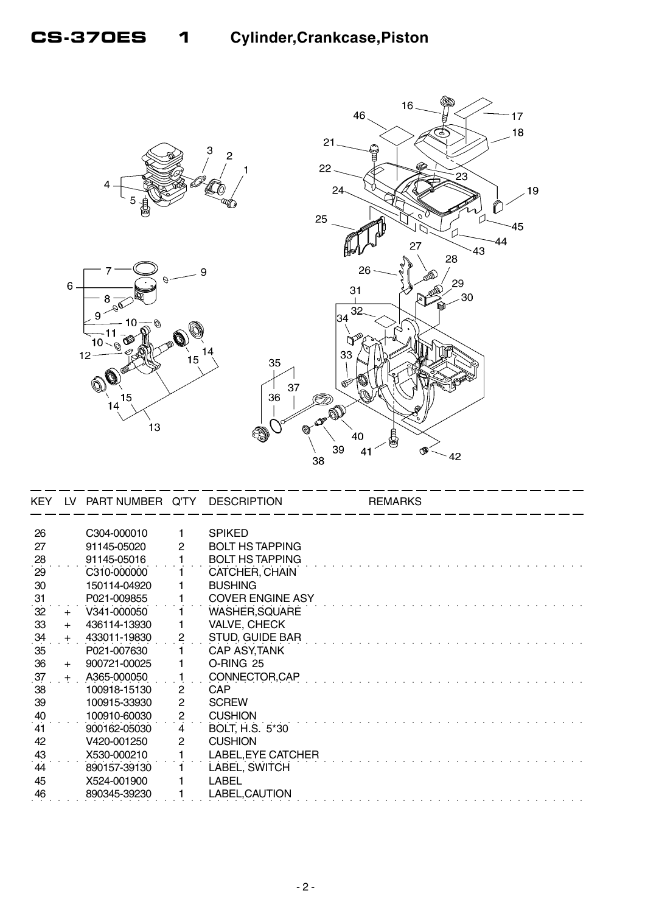# CS-370ES 1 Cylinder,Crankcase,Piston

| KEY | LV | PART NUMBER | Q'TY | DESCRIPTION | REMARKS |
|---|---|---|---|---|---|
| 26 | | C304-000010 | 1 | SPIKED | |
| 27 | | 91145-05020 | 2 | BOLT HS TAPPING | |
| 28 | | 91145-05016 | 1 | BOLT HS TAPPING | |
| 29 | | C310-000000 | 1 | CATCHER, CHAIN | |
| 30 | | 150114-04920 | 1 | BUSHING | |
| 31 | | P021-009855 | 1 | COVER ENGINE ASY | |
| 32 | + | V341-000050 | 1 | WASHER,SQUARE | |
| 33 | + | 436114-13930 | 1 | VALVE, CHECK | |
| 34 | + | 433011-19830 | 2 | STUD, GUIDE BAR | |
| 35 | | P021-007630 | 1 | CAP ASY,TANK | |
| 36 | + | 900721-00025 | 1 | O-RING 25 | |
| 37 | + | A365-000050 | 1 | CONNECTOR,CAP | |
| 38 | | 100918-15130 | 2 | CAP | |
| 39 | | 100915-33930 | 2 | SCREW | |
| 40 | | 100910-60030 | 2 | CUSHION | |
| 41 | | 900162-05030 | 4 | BOLT, H.S. 5*30 | |
| 42 | | V420-001250 | 2 | CUSHION | |
| 43 | | X530-000210 | 1 | LABEL,EYE CATCHER | |
| 44 | | 890157-39130 | 1 | LABEL, SWITCH | |
| 45 | | X524-001900 | 1 | LABEL | |
| 46 | | 890345-39230 | 1 | LABEL,CAUTION | |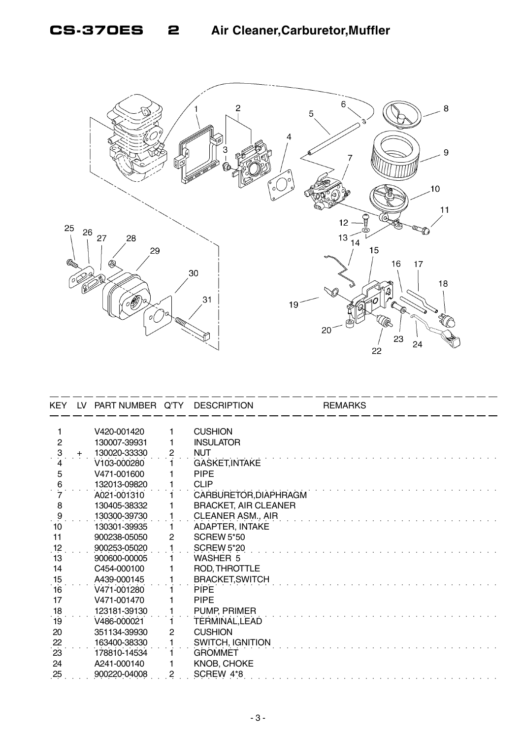# CS-370ES 2 Air Cleaner,Carburetor,Muffler

| KEY | LV | PART NUMBER | Q'TY | DESCRIPTION | REMARKS |
|---|---|---|---|---|---|
| 1 | | V420-001420 | 1 | CUSHION | |
| 2 | | 130007-39931 | 1 | INSULATOR | |
| 3 | + | 130020-33330 | 2 | NUT | |
| 4 | | V103-000280 | 1 | GASKET,INTAKE | |
| 5 | | V471-001600 | 1 | PIPE | |
| 6 | | 132013-09820 | 1 | CLIP | |
| 7 | | A021-001310 | 1 | CARBURETOR,DIAPHRAGM | |
| 8 | | 130405-38332 | 1 | BRACKET, AIR CLEANER | |
| 9 | | 130300-39730 | 1 | CLEANER ASM., AIR | |
| 10 | | 130301-39935 | 1 | ADAPTER, INTAKE | |
| 11 | | 900238-05050 | 2 | SCREW 5*50 | |
| 12 | | 900253-05020 | 1 | SCREW 5*20 | |
| 13 | | 900600-00005 | 1 | WASHER 5 | |
| 14 | | C454-000100 | 1 | ROD, THROTTLE | |
| 15 | | A439-000145 | 1 | BRACKET,SWITCH | |
| 16 | | V471-001280 | 1 | PIPE | |
| 17 | | V471-001470 | 1 | PIPE | |
| 18 | | 123181-39130 | 1 | PUMP, PRIMER | |
| 19 | | V486-000021 | 1 | TERMINAL,LEAD | |
| 20 | | 351134-39930 | 2 | CUSHION | |
| 22 | | 163400-38330 | 1 | SWITCH, IGNITION | |
| 23 | | 178810-14534 | 1 | GROMMET | |
| 24 | | A241-000140 | 1 | KNOB, CHOKE | |
| 25 | | 900220-04008 | 2 | SCREW 4*8 | |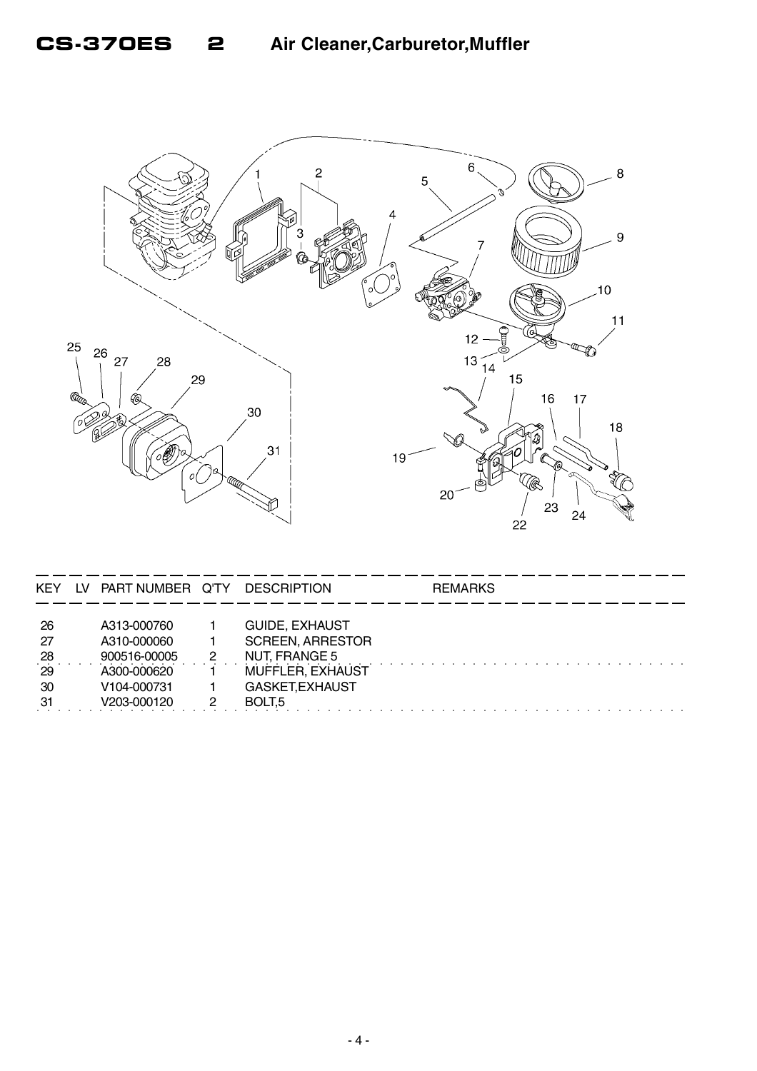# CS-370ES 2 Air Cleaner,Carburetor,Muffler

| KEY | LV | PART NUMBER | Q'TY | DESCRIPTION | REMARKS |
|---|---|---|---|---|---|
| 26 | | A313-000760 | 1 | GUIDE, EXHAUST | |
| 27 | | A310-000060 | 1 | SCREEN, ARRESTOR | |
| 28 | | 900516-00005 | 2 | NUT, FRANGE 5 | |
| 29 | | A300-000620 | 1 | MUFFLER, EXHAUST | |
| 30 | | V104-000731 | 1 | GASKET,EXHAUST | |
| 31 | | V203-000120 | 2 | BOLT,5 | |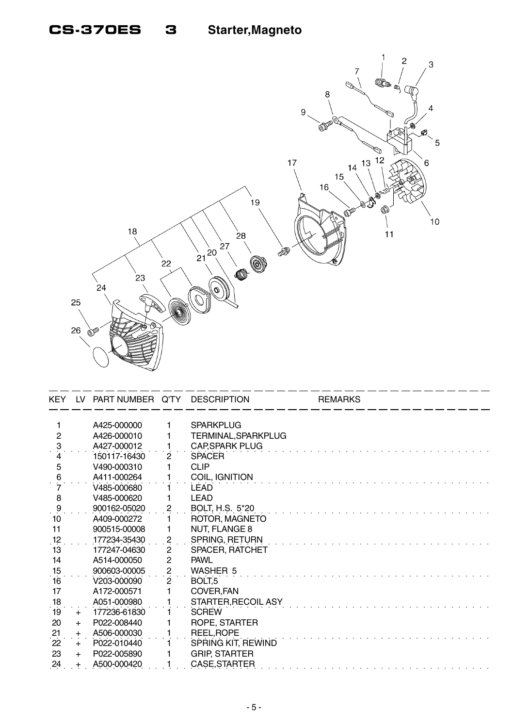# CS-370ES 3 Starter,Magneto

| KEY | LV | PART NUMBER | Q'TY | DESCRIPTION | REMARKS |
|---|---|---|---|---|---|
| 1 | | A425-000000 | 1 | SPARKPLUG | |
| 2 | | A426-000010 | 1 | TERMINAL,SPARKPLUG | |
| 3 | | A427-000012 | 1 | CAP,SPARK PLUG | |
| 4 | | 150117-16430 | 2 | SPACER | |
| 5 | | V490-000310 | 1 | CLIP | |
| 6 | | A411-000264 | 1 | COIL, IGNITION | |
| 7 | | V485-000680 | 1 | LEAD | |
| 8 | | V485-000620 | 1 | LEAD | |
| 9 | | 900162-05020 | 2 | BOLT, H.S. 5*20 | |
| 10 | | A409-000272 | 1 | ROTOR, MAGNETO | |
| 11 | | 900515-00008 | 1 | NUT, FLANGE 8 | |
| 12 | | 177234-35430 | 2 | SPRING, RETURN | |
| 13 | | 177247-04630 | 2 | SPACER, RATCHET | |
| 14 | | A514-000050 | 2 | PAWL | |
| 15 | | 900603-00005 | 2 | WASHER 5 | |
| 16 | | V203-000090 | 2 | BOLT,5 | |
| 17 | | A172-000571 | 1 | COVER,FAN | |
| 18 | | A051-000980 | 1 | STARTER,RECOIL ASY | |
| 19 | + | 177236-61830 | 1 | SCREW | |
| 20 | + | P022-008440 | 1 | ROPE, STARTER | |
| 21 | + | A506-000030 | 1 | REEL,ROPE | |
| 22 | + | P022-010440 | 1 | SPRING KIT, REWIND | |
| 23 | + | P022-005890 | 1 | GRIP, STARTER | |
| 24 | + | A500-000420 | 1 | CASE,STARTER | |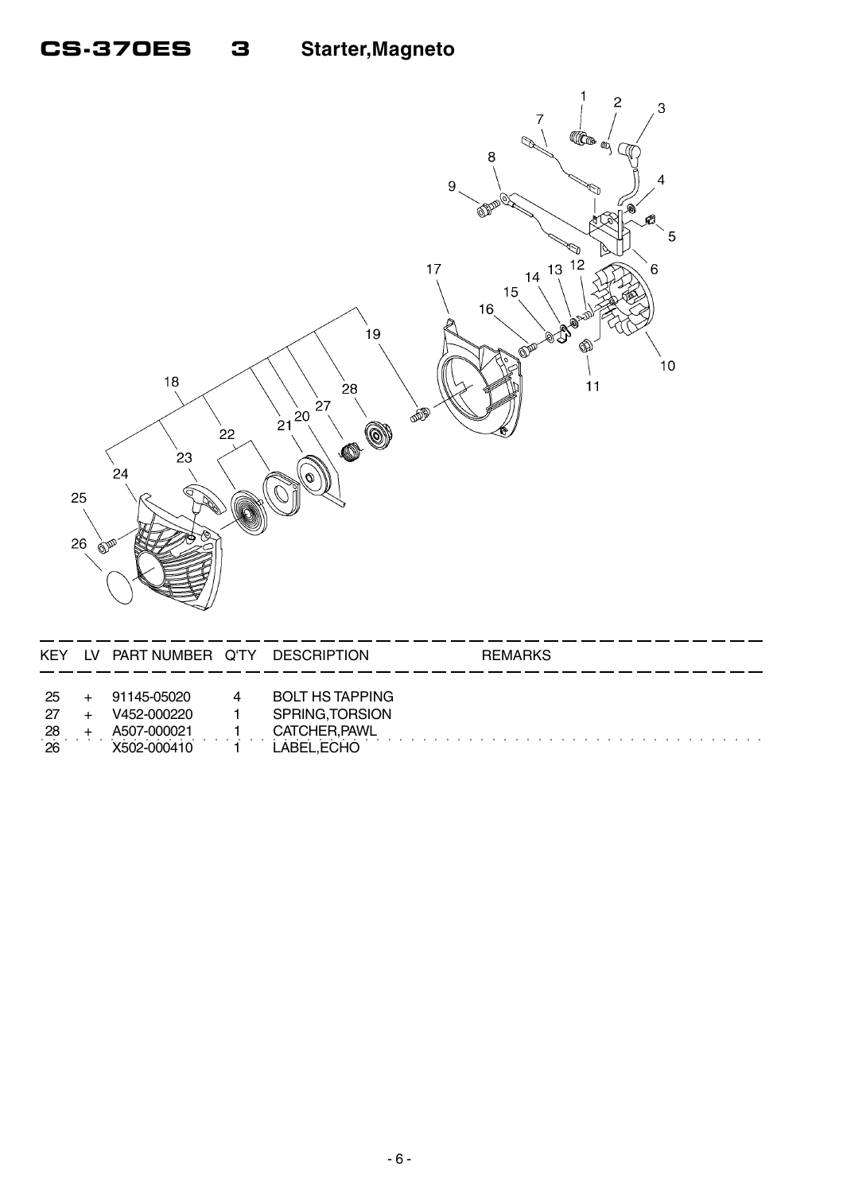# CS-370ES 3 Starter,Magneto

| KEY | LV | PART NUMBER | Q'TY | DESCRIPTION | REMARKS |
|---|---|---|---|---|---|
| 25 | + | 91145-05020 | 4 | BOLT HS TAPPING | |
| 27 | + | V452-000220 | 1 | SPRING,TORSION | |
| 28 | + | A507-000021 | 1 | CATCHER,PAWL | |
| 26 | | X502-000410 | 1 | LABEL,ECHO | |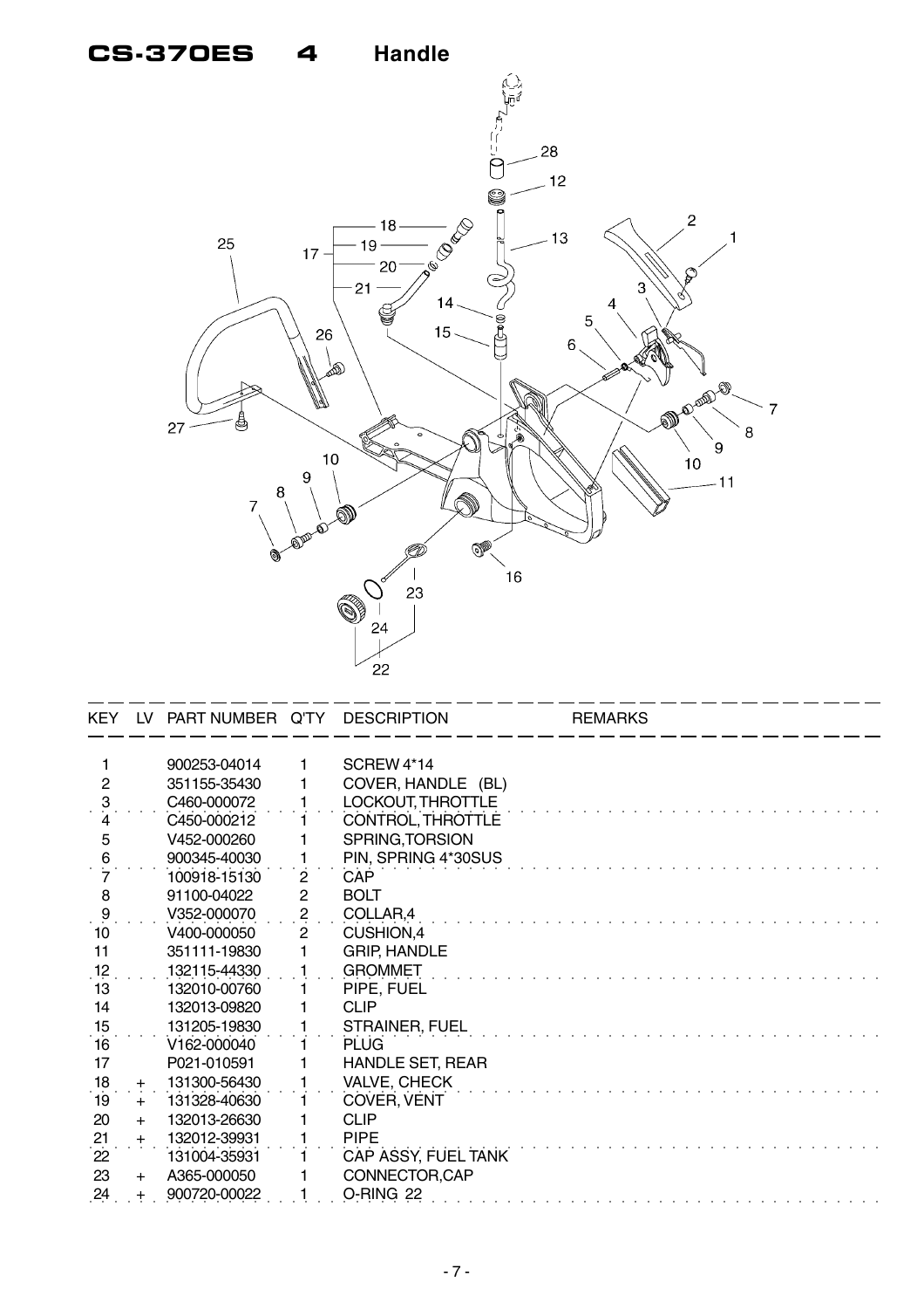# CS-370ES 4 Handle

| KEY | LV | PART NUMBER | Q'TY | DESCRIPTION | REMARKS |
|---|---|---|---|---|---|
| 1 | | 900253-04014 | 1 | SCREW 4*14 | |
| 2 | | 351155-35430 | 1 | COVER, HANDLE (BL) | |
| 3 | | C460-000072 | 1 | LOCKOUT, THROTTLE | |
| 4 | | C450-000212 | 1 | CONTROL, THROTTLE | |
| 5 | | V452-000260 | 1 | SPRING,TORSION | |
| 6 | | 900345-40030 | 1 | PIN, SPRING 4*30SUS | |
| 7 | | 100918-15130 | 2 | CAP | |
| 8 | | 91100-04022 | 2 | BOLT | |
| 9 | | V352-000070 | 2 | COLLAR,4 | |
| 10 | | V400-000050 | 2 | CUSHION,4 | |
| 11 | | 351111-19830 | 1 | GRIP, HANDLE | |
| 12 | | 132115-44330 | 1 | GROMMET | |
| 13 | | 132010-00760 | 1 | PIPE, FUEL | |
| 14 | | 132013-09820 | 1 | CLIP | |
| 15 | | 131205-19830 | 1 | STRAINER, FUEL | |
| 16 | | V162-000040 | 1 | PLUG | |
| 17 | | P021-010591 | 1 | HANDLE SET, REAR | |
| 18 | + | 131300-56430 | 1 | VALVE, CHECK | |
| 19 | + | 131328-40630 | 1 | COVER, VENT | |
| 20 | + | 132013-26630 | 1 | CLIP | |
| 21 | + | 132012-39931 | 1 | PIPE | |
| 22 | | 131004-35931 | 1 | CAP ASSY, FUEL TANK | |
| 23 | + | A365-000050 | 1 | CONNECTOR,CAP | |
| 24 | + | 900720-00022 | 1 | O-RING 22 | |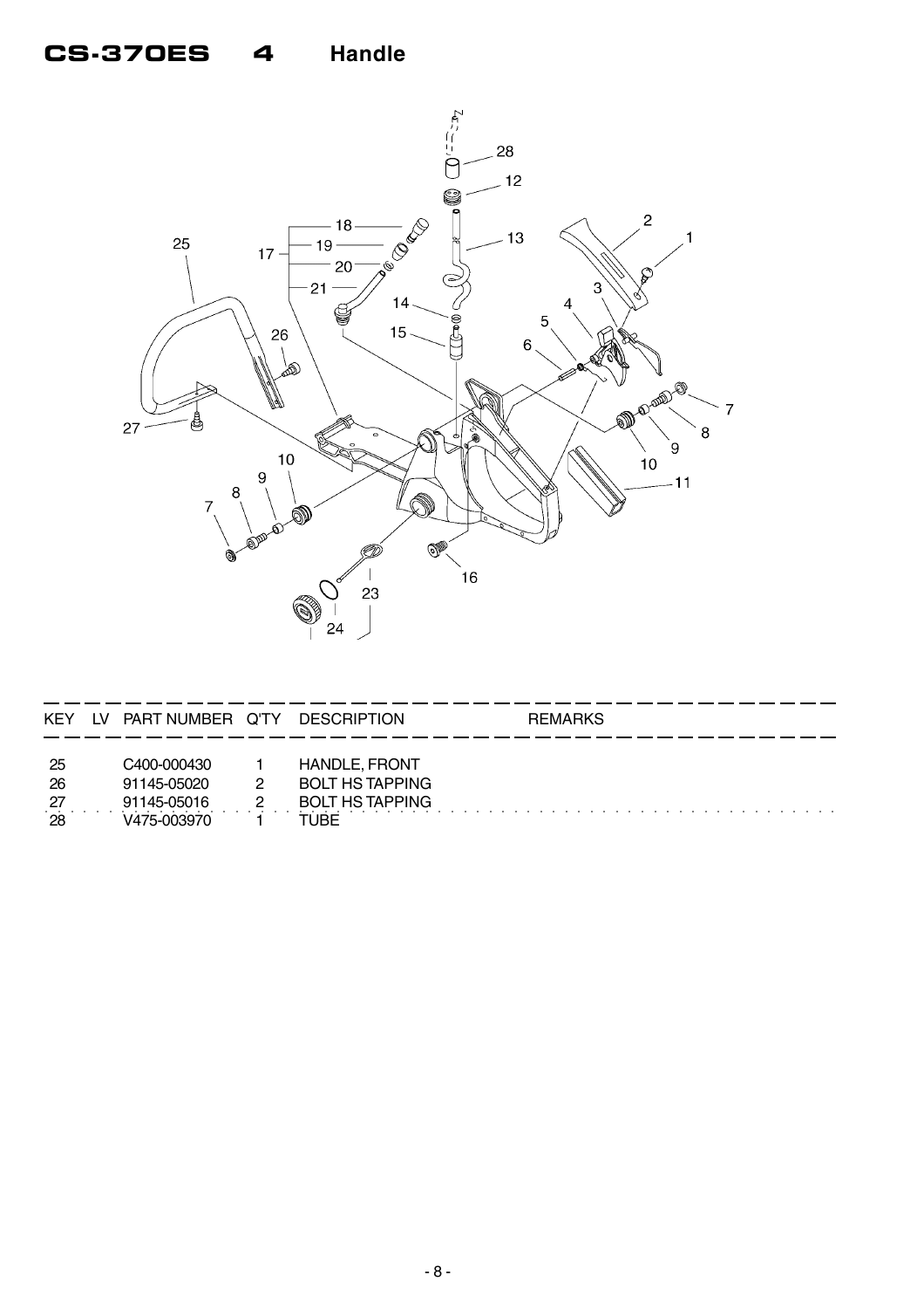# CS-370ES 4 Handle

| KEY | LV | PART NUMBER | Q'TY | DESCRIPTION | REMARKS |
|---|---|---|---|---|---|
| 25 | | C400-000430 | 1 | HANDLE, FRONT | |
| 26 | | 91145-05020 | 2 | BOLT HS TAPPING | |
| 27 | | 91145-05016 | 2 | BOLT HS TAPPING | |
| 28 | | V475-003970 | 1 | TUBE | |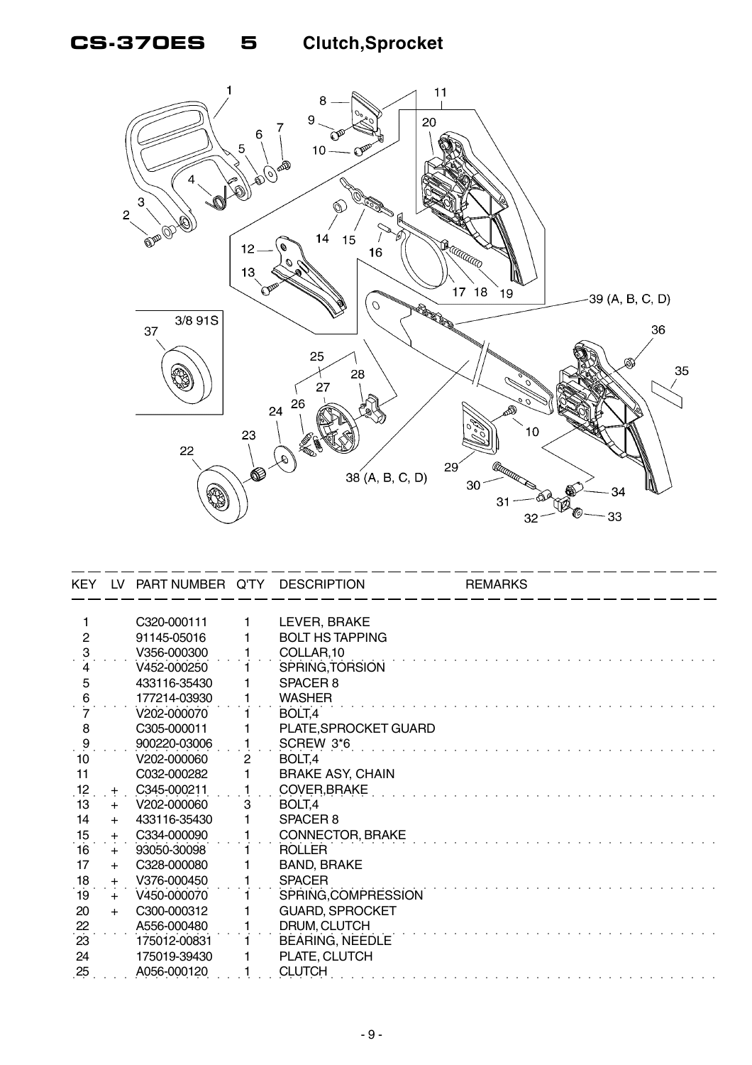# CS-370ES 5 Clutch,Sprocket

| KEY | LV | PART NUMBER | Q'TY | DESCRIPTION | REMARKS |
|---|---|---|---|---|---|
| 1 | | C320-000111 | 1 | LEVER, BRAKE | |
| 2 | | 91145-05016 | 1 | BOLT HS TAPPING | |
| 3 | | V356-000300 | 1 | COLLAR,10 | |
| 4 | | V452-000250 | 1 | SPRING,TORSION | |
| 5 | | 433116-35430 | 1 | SPACER 8 | |
| 6 | | 177214-03930 | 1 | WASHER | |
| 7 | | V202-000070 | 1 | BOLT,4 | |
| 8 | | C305-000011 | 1 | PLATE,SPROCKET GUARD | |
| 9 | | 900220-03006 | 1 | SCREW 3*6 | |
| 10 | | V202-000060 | 2 | BOLT,4 | |
| 11 | | C032-000282 | 1 | BRAKE ASY, CHAIN | |
| 12 | + | C345-000211 | 1 | COVER,BRAKE | |
| 13 | + | V202-000060 | 3 | BOLT,4 | |
| 14 | + | 433116-35430 | 1 | SPACER 8 | |
| 15 | + | C334-000090 | 1 | CONNECTOR, BRAKE | |
| 16 | + | 93050-30098 | 1 | ROLLER | |
| 17 | + | C328-000080 | 1 | BAND, BRAKE | |
| 18 | + | V376-000450 | 1 | SPACER | |
| 19 | + | V450-000070 | 1 | SPRING,COMPRESSION | |
| 20 | + | C300-000312 | 1 | GUARD, SPROCKET | |
| 22 | | A556-000480 | 1 | DRUM, CLUTCH | |
| 23 | | 175012-00831 | 1 | BEARING, NEEDLE | |
| 24 | | 175019-39430 | 1 | PLATE, CLUTCH | |
| 25 | | A056-000120 | 1 | CLUTCH | |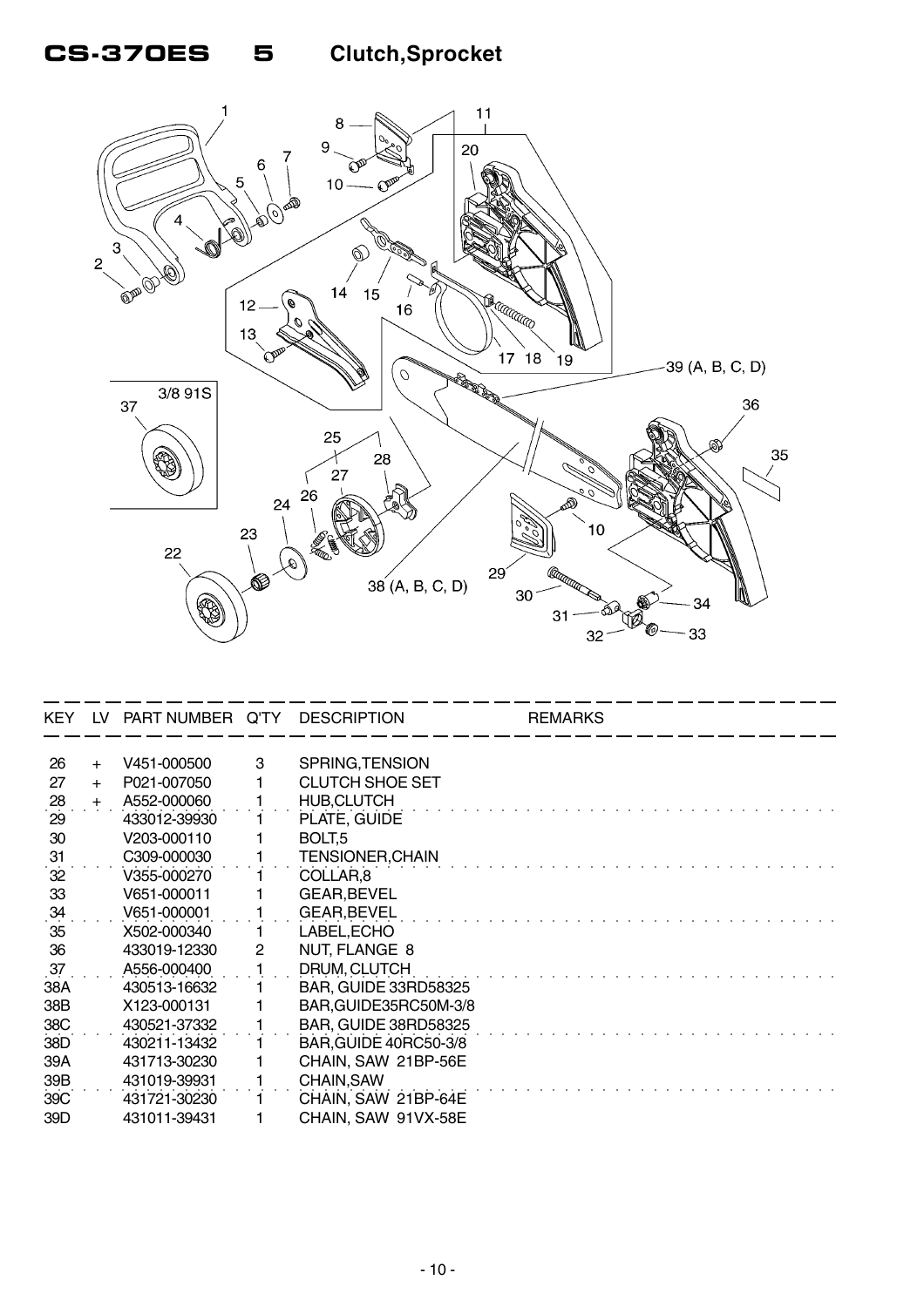# CS-370ES 5 Clutch,Sprocket

| KEY | LV | PART NUMBER | Q'TY | DESCRIPTION | REMARKS |
|---|---|---|---|---|---|
| 26 | + | V451-000500 | 3 | SPRING,TENSION | |
| 27 | + | P021-007050 | 1 | CLUTCH SHOE SET | |
| 28 | + | A552-000060 | 1 | HUB,CLUTCH | |
| 29 | | 433012-39930 | 1 | PLATE, GUIDE | |
| 30 | | V203-000110 | 1 | BOLT,5 | |
| 31 | | C309-000030 | 1 | TENSIONER,CHAIN | |
| 32 | | V355-000270 | 1 | COLLAR,8 | |
| 33 | | V651-000011 | 1 | GEAR,BEVEL | |
| 34 | | V651-000001 | 1 | GEAR,BEVEL | |
| 35 | | X502-000340 | 1 | LABEL,ECHO | |
| 36 | | 433019-12330 | 2 | NUT, FLANGE 8 | |
| 37 | | A556-000400 | 1 | DRUM, CLUTCH | |
| 38A | | 430513-16632 | 1 | BAR, GUIDE 33RD58325 | |
| 38B | | X123-000131 | 1 | BAR,GUIDE35RC50M-3/8 | |
| 38C | | 430521-37332 | 1 | BAR, GUIDE 38RD58325 | |
| 38D | | 430211-13432 | 1 | BAR,GUIDE 40RC50-3/8 | |
| 39A | | 431713-30230 | 1 | CHAIN, SAW 21BP-56E | |
| 39B | | 431019-39931 | 1 | CHAIN,SAW | |
| 39C | | 431721-30230 | 1 | CHAIN, SAW 21BP-64E | |
| 39D | | 431011-39431 | 1 | CHAIN, SAW 91VX-58E | |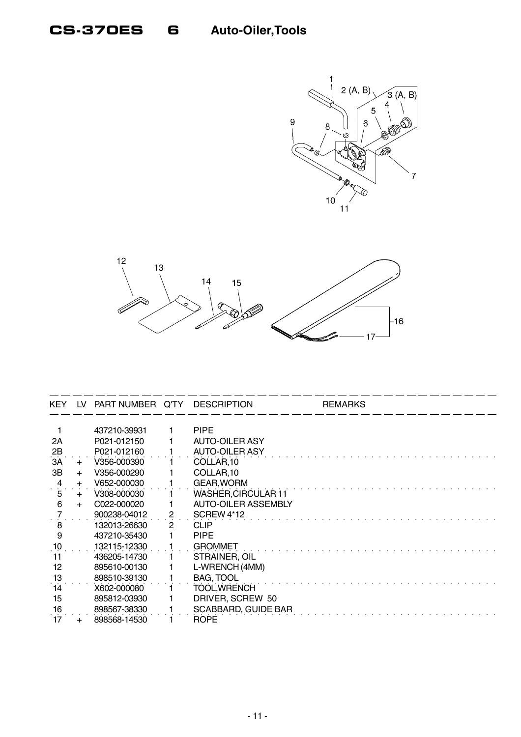# CS-370ES 6 Auto-Oiler,Tools

| KEY | LV | PART NUMBER | Q'TY | DESCRIPTION | REMARKS |
|---|---|---|---|---|---|
| 1 | | 437210-39931 | 1 | PIPE | |
| 2A | | P021-012150 | 1 | AUTO-OILER ASY | |
| 2B | | P021-012160 | 1 | AUTO-OILER ASY | |
| 3A | + | V356-000390 | 1 | COLLAR,10 | |
| 3B | + | V356-000290 | 1 | COLLAR,10 | |
| 4 | + | V652-000030 | 1 | GEAR,WORM | |
| 5 | + | V308-000030 | 1 | WASHER,CIRCULAR 11 | |
| 6 | + | C022-000020 | 1 | AUTO-OILER ASSEMBLY | |
| 7 | | 900238-04012 | 2 | SCREW 4*12 | |
| 8 | | 132013-26630 | 2 | CLIP | |
| 9 | | 437210-35430 | 1 | PIPE | |
| 10 | | 132115-12330 | 1 | GROMMET | |
| 11 | | 436205-14730 | 1 | STRAINER, OIL | |
| 12 | | 895610-00130 | 1 | L-WRENCH (4MM) | |
| 13 | | 898510-39130 | 1 | BAG, TOOL | |
| 14 | | X602-000080 | 1 | TOOL,WRENCH | |
| 15 | | 895812-03930 | 1 | DRIVER, SCREW 50 | |
| 16 | | 898567-38330 | 1 | SCABBARD, GUIDE BAR | |
| 17 | + | 898568-14530 | 1 | ROPE | |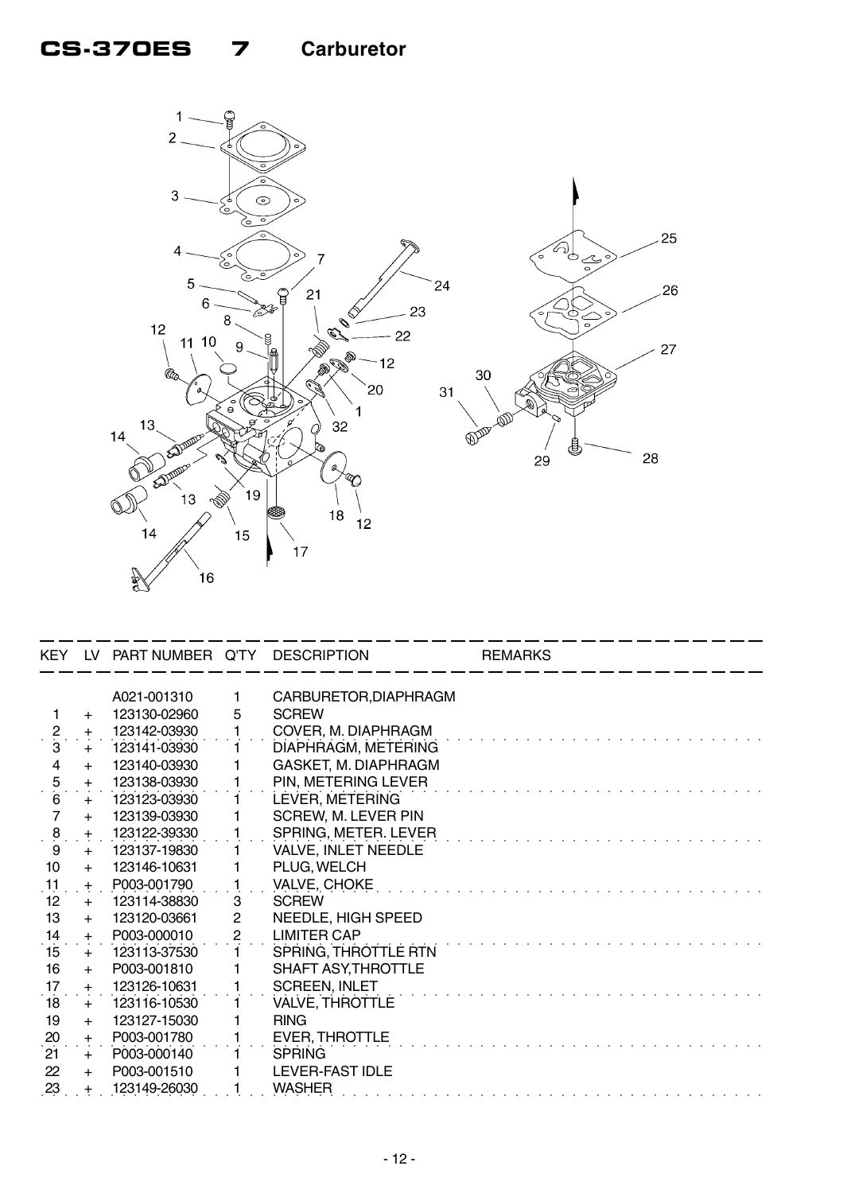# CS-370ES 7 Carburetor

| KEY | LV | PART NUMBER | Q'TY | DESCRIPTION | REMARKS |
|---|---|---|---|---|---|
| | | A021-001310 | 1 | CARBURETOR,DIAPHRAGM | |
| 1 | + | 123130-02960 | 5 | SCREW | |
| 2 | + | 123142-03930 | 1 | COVER, M. DIAPHRAGM | |
| 3 | + | 123141-03930 | 1 | DIAPHRAGM, METERING | |
| 4 | + | 123140-03930 | 1 | GASKET, M. DIAPHRAGM | |
| 5 | + | 123138-03930 | 1 | PIN, METERING LEVER | |
| 6 | + | 123123-03930 | 1 | LEVER, METERING | |
| 7 | + | 123139-03930 | 1 | SCREW, M. LEVER PIN | |
| 8 | + | 123122-39330 | 1 | SPRING, METER. LEVER | |
| 9 | + | 123137-19830 | 1 | VALVE, INLET NEEDLE | |
| 10 | + | 123146-10631 | 1 | PLUG, WELCH | |
| 11 | + | P003-001790 | 1 | VALVE, CHOKE | |
| 12 | + | 123114-38830 | 3 | SCREW | |
| 13 | + | 123120-03661 | 2 | NEEDLE, HIGH SPEED | |
| 14 | + | P003-000010 | 2 | LIMITER CAP | |
| 15 | + | 123113-37530 | 1 | SPRING, THROTTLE RTN | |
| 16 | + | P003-001810 | 1 | SHAFT ASY,THROTTLE | |
| 17 | + | 123126-10631 | 1 | SCREEN, INLET | |
| 18 | + | 123116-10530 | 1 | VALVE, THROTTLE | |
| 19 | + | 123127-15030 | 1 | RING | |
| 20 | + | P003-001780 | 1 | EVER, THROTTLE | |
| 21 | + | P003-000140 | 1 | SPRING | |
| 22 | + | P003-001510 | 1 | LEVER-FAST IDLE | |
| 23 | + | 123149-26030 | 1 | WASHER | |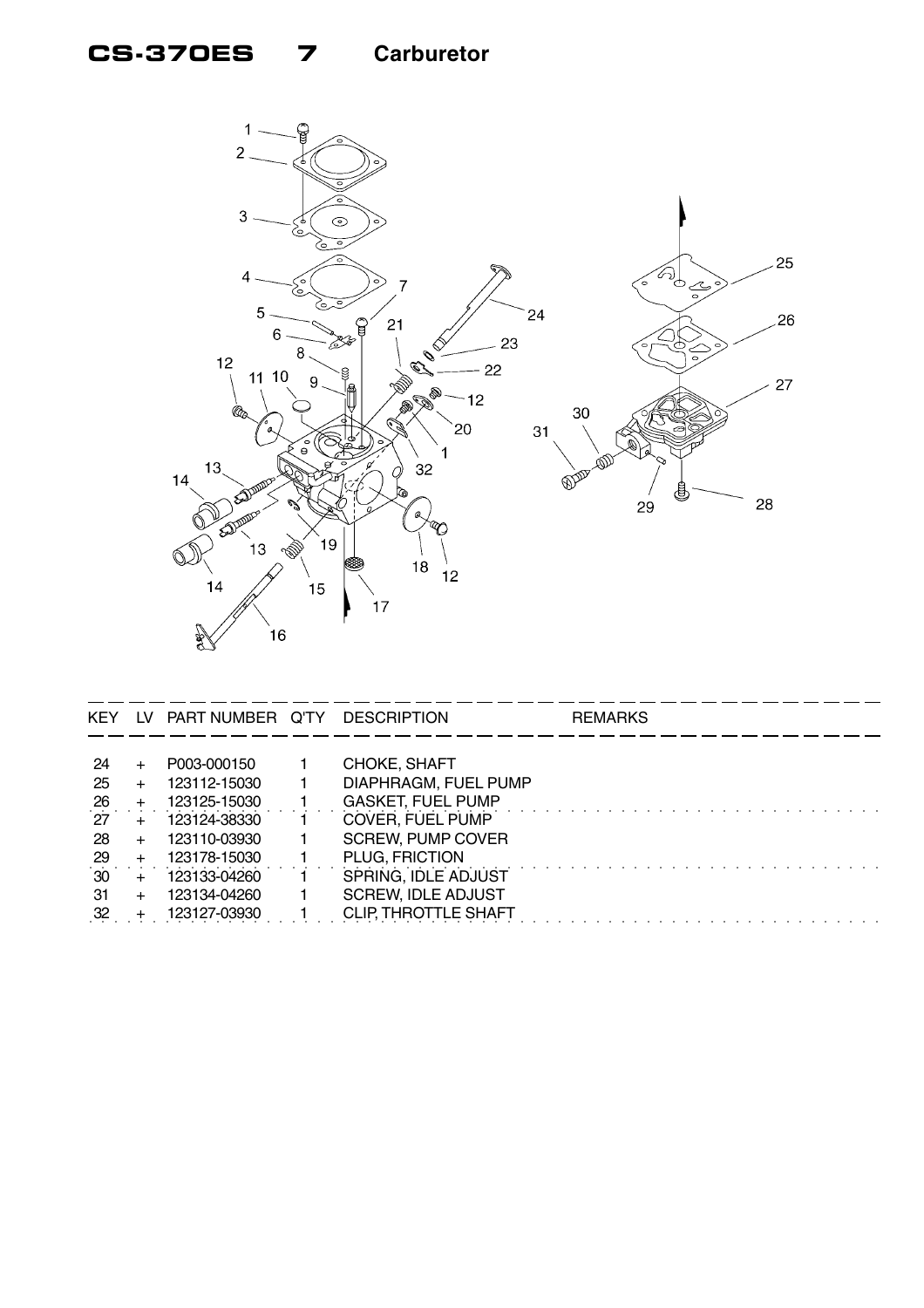# CS-370ES 7 Carburetor

| KEY | LV | PART NUMBER | Q'TY | DESCRIPTION | REMARKS |
|---|---|---|---|---|---|
| 24 | + | P003-000150 | 1 | CHOKE, SHAFT | |
| 25 | + | 123112-15030 | 1 | DIAPHRAGM, FUEL PUMP | |
| 26 | + | 123125-15030 | 1 | GASKET, FUEL PUMP | |
| 27 | + | 123124-38330 | 1 | COVER, FUEL PUMP | |
| 28 | + | 123110-03930 | 1 | SCREW, PUMP COVER | |
| 29 | + | 123178-15030 | 1 | PLUG, FRICTION | |
| 30 | + | 123133-04260 | 1 | SPRING, IDLE ADJUST | |
| 31 | + | 123134-04260 | 1 | SCREW, IDLE ADJUST | |
| 32 | + | 123127-03930 | 1 | CLIP, THROTTLE SHAFT | |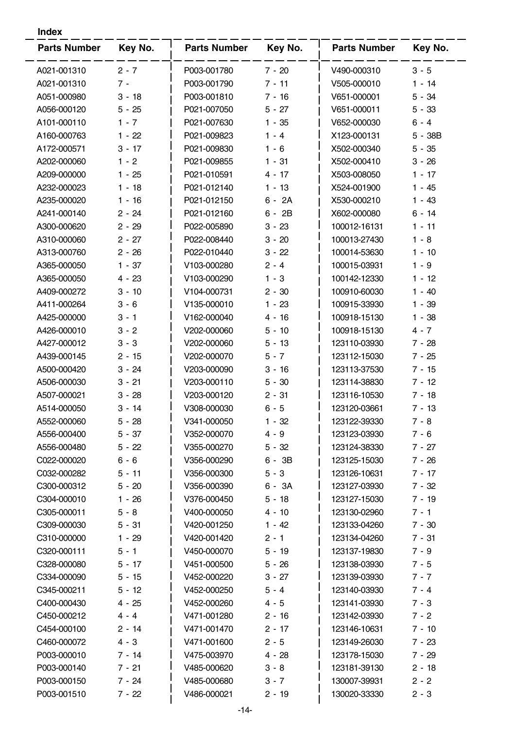**Index**

| Parts Number | Key No. | Parts Number | Key No. | Parts Number | Key No. |
|---|---|---|---|---|---|
| A021-001310 | 2 - 7 | P003-001780 | 7 - 20 | V490-000310 | 3 - 5 |
| A021-001310 | 7 - | P003-001790 | 7 - 11 | V505-000010 | 1 - 14 |
| A051-000980 | 3 - 18 | P003-001810 | 7 - 16 | V651-000001 | 5 - 34 |
| A056-000120 | 5 - 25 | P021-007050 | 5 - 27 | V651-000011 | 5 - 33 |
| A101-000110 | 1 - 7 | P021-007630 | 1 - 35 | V652-000030 | 6 - 4 |
| A160-000763 | 1 - 22 | P021-009823 | 1 - 4 | X123-000131 | 5 - 38B |
| A172-000571 | 3 - 17 | P021-009830 | 1 - 6 | X502-000340 | 5 - 35 |
| A202-000060 | 1 - 2 | P021-009855 | 1 - 31 | X502-000410 | 3 - 26 |
| A209-000000 | 1 - 25 | P021-010591 | 4 - 17 | X503-008050 | 1 - 17 |
| A232-000023 | 1 - 18 | P021-012140 | 1 - 13 | X524-001900 | 1 - 45 |
| A235-000020 | 1 - 16 | P021-012150 | 6 - 2A | X530-000210 | 1 - 43 |
| A241-000140 | 2 - 24 | P021-012160 | 6 - 2B | X602-000080 | 6 - 14 |
| A300-000620 | 2 - 29 | P022-005890 | 3 - 23 | 100012-16131 | 1 - 11 |
| A310-000060 | 2 - 27 | P022-008440 | 3 - 20 | 100013-27430 | 1 - 8 |
| A313-000760 | 2 - 26 | P022-010440 | 3 - 22 | 100014-53630 | 1 - 10 |
| A365-000050 | 1 - 37 | V103-000280 | 2 - 4 | 100015-03931 | 1 - 9 |
| A365-000050 | 4 - 23 | V103-000290 | 1 - 3 | 100142-12330 | 1 - 12 |
| A409-000272 | 3 - 10 | V104-000731 | 2 - 30 | 100910-60030 | 1 - 40 |
| A411-000264 | 3 - 6 | V135-000010 | 1 - 23 | 100915-33930 | 1 - 39 |
| A425-000000 | 3 - 1 | V162-000040 | 4 - 16 | 100918-15130 | 1 - 38 |
| A426-000010 | 3 - 2 | V202-000060 | 5 - 10 | 100918-15130 | 4 - 7 |
| A427-000012 | 3 - 3 | V202-000060 | 5 - 13 | 123110-03930 | 7 - 28 |
| A439-000145 | 2 - 15 | V202-000070 | 5 - 7 | 123112-15030 | 7 - 25 |
| A500-000420 | 3 - 24 | V203-000090 | 3 - 16 | 123113-37530 | 7 - 15 |
| A506-000030 | 3 - 21 | V203-000110 | 5 - 30 | 123114-38830 | 7 - 12 |
| A507-000021 | 3 - 28 | V203-000120 | 2 - 31 | 123116-10530 | 7 - 18 |
| A514-000050 | 3 - 14 | V308-000030 | 6 - 5 | 123120-03661 | 7 - 13 |
| A552-000060 | 5 - 28 | V341-000050 | 1 - 32 | 123122-39330 | 7 - 8 |
| A556-000400 | 5 - 37 | V352-000070 | 4 - 9 | 123123-03930 | 7 - 6 |
| A556-000480 | 5 - 22 | V355-000270 | 5 - 32 | 123124-38330 | 7 - 27 |
| C022-000020 | 6 - 6 | V356-000290 | 6 - 3B | 123125-15030 | 7 - 26 |
| C032-000282 | 5 - 11 | V356-000300 | 5 - 3 | 123126-10631 | 7 - 17 |
| C300-000312 | 5 - 20 | V356-000390 | 6 - 3A | 123127-03930 | 7 - 32 |
| C304-000010 | 1 - 26 | V376-000450 | 5 - 18 | 123127-15030 | 7 - 19 |
| C305-000011 | 5 - 8 | V400-000050 | 4 - 10 | 123130-02960 | 7 - 1 |
| C309-000030 | 5 - 31 | V420-001250 | 1 - 42 | 123133-04260 | 7 - 30 |
| C310-000000 | 1 - 29 | V420-001420 | 2 - 1 | 123134-04260 | 7 - 31 |
| C320-000111 | 5 - 1 | V450-000070 | 5 - 19 | 123137-19830 | 7 - 9 |
| C328-000080 | 5 - 17 | V451-000500 | 5 - 26 | 123138-03930 | 7 - 5 |
| C334-000090 | 5 - 15 | V452-000220 | 3 - 27 | 123139-03930 | 7 - 7 |
| C345-000211 | 5 - 12 | V452-000250 | 5 - 4 | 123140-03930 | 7 - 4 |
| C400-000430 | 4 - 25 | V452-000260 | 4 - 5 | 123141-03930 | 7 - 3 |
| C450-000212 | 4 - 4 | V471-001280 | 2 - 16 | 123142-03930 | 7 - 2 |
| C454-000100 | 2 - 14 | V471-001470 | 2 - 17 | 123146-10631 | 7 - 10 |
| C460-000072 | 4 - 3 | V471-001600 | 2 - 5 | 123149-26030 | 7 - 23 |
| P003-000010 | 7 - 14 | V475-003970 | 4 - 28 | 123178-15030 | 7 - 29 |
| P003-000140 | 7 - 21 | V485-000620 | 3 - 8 | 123181-39130 | 2 - 18 |
| P003-000150 | 7 - 24 | V485-000680 | 3 - 7 | 130007-39931 | 2 - 2 |
| P003-001510 | 7 - 22 | V486-000021 | 2 - 19 | 130020-33330 | 2 - 3 |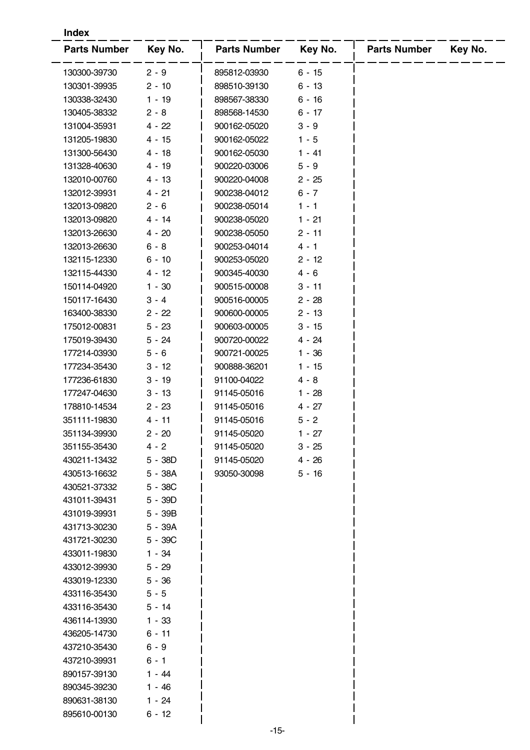**Index**

| Parts Number | Key No. | Parts Number | Key No. | Parts Number | Key No. |
|---|---|---|---|---|---|
| 130300-39730 | 2 - 9 | 895812-03930 | 6 - 15 | | |
| 130301-39935 | 2 - 10 | 898510-39130 | 6 - 13 | | |
| 130338-32430 | 1 - 19 | 898567-38330 | 6 - 16 | | |
| 130405-38332 | 2 - 8 | 898568-14530 | 6 - 17 | | |
| 131004-35931 | 4 - 22 | 900162-05020 | 3 - 9 | | |
| 131205-19830 | 4 - 15 | 900162-05022 | 1 - 5 | | |
| 131300-56430 | 4 - 18 | 900162-05030 | 1 - 41 | | |
| 131328-40630 | 4 - 19 | 900220-03006 | 5 - 9 | | |
| 132010-00760 | 4 - 13 | 900220-04008 | 2 - 25 | | |
| 132012-39931 | 4 - 21 | 900238-04012 | 6 - 7 | | |
| 132013-09820 | 2 - 6 | 900238-05014 | 1 - 1 | | |
| 132013-09820 | 4 - 14 | 900238-05020 | 1 - 21 | | |
| 132013-26630 | 4 - 20 | 900238-05050 | 2 - 11 | | |
| 132013-26630 | 6 - 8 | 900253-04014 | 4 - 1 | | |
| 132115-12330 | 6 - 10 | 900253-05020 | 2 - 12 | | |
| 132115-44330 | 4 - 12 | 900345-40030 | 4 - 6 | | |
| 150114-04920 | 1 - 30 | 900515-00008 | 3 - 11 | | |
| 150117-16430 | 3 - 4 | 900516-00005 | 2 - 28 | | |
| 163400-38330 | 2 - 22 | 900600-00005 | 2 - 13 | | |
| 175012-00831 | 5 - 23 | 900603-00005 | 3 - 15 | | |
| 175019-39430 | 5 - 24 | 900720-00022 | 4 - 24 | | |
| 177214-03930 | 5 - 6 | 900721-00025 | 1 - 36 | | |
| 177234-35430 | 3 - 12 | 900888-36201 | 1 - 15 | | |
| 177236-61830 | 3 - 19 | 91100-04022 | 4 - 8 | | |
| 177247-04630 | 3 - 13 | 91145-05016 | 1 - 28 | | |
| 178810-14534 | 2 - 23 | 91145-05016 | 4 - 27 | | |
| 351111-19830 | 4 - 11 | 91145-05016 | 5 - 2 | | |
| 351134-39930 | 2 - 20 | 91145-05020 | 1 - 27 | | |
| 351155-35430 | 4 - 2 | 91145-05020 | 3 - 25 | | |
| 430211-13432 | 5 - 38D | 91145-05020 | 4 - 26 | | |
| 430513-16632 | 5 - 38A | 93050-30098 | 5 - 16 | | |
| 430521-37332 | 5 - 38C | | | | |
| 431011-39431 | 5 - 39D | | | | |
| 431019-39931 | 5 - 39B | | | | |
| 431713-30230 | 5 - 39A | | | | |
| 431721-30230 | 5 - 39C | | | | |
| 433011-19830 | 1 - 34 | | | | |
| 433012-39930 | 5 - 29 | | | | |
| 433019-12330 | 5 - 36 | | | | |
| 433116-35430 | 5 - 5 | | | | |
| 433116-35430 | 5 - 14 | | | | |
| 436114-13930 | 1 - 33 | | | | |
| 436205-14730 | 6 - 11 | | | | |
| 437210-35430 | 6 - 9 | | | | |
| 437210-39931 | 6 - 1 | | | | |
| 890157-39130 | 1 - 44 | | | | |
| 890345-39230 | 1 - 46 | | | | |
| 890631-38130 | 1 - 24 | | | | |
| 895610-00130 | 6 - 12 | | | | |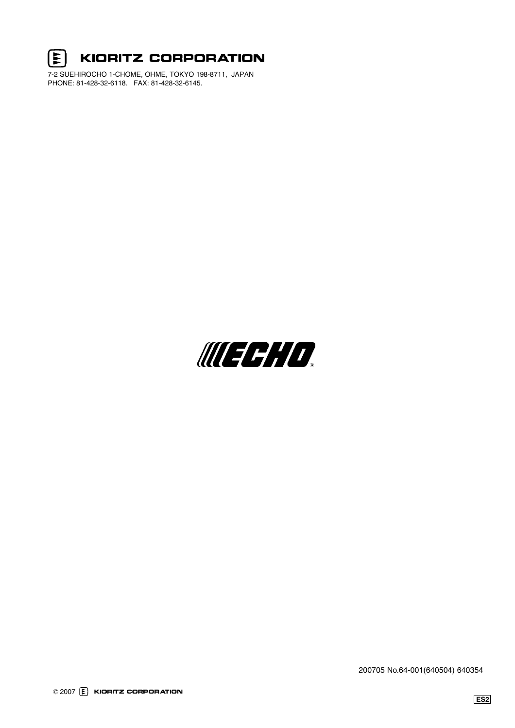**KIORITZ CORPORATION**

7-2 SUEHIROCHO 1-CHOME, OHME, TOKYO 198-8711, JAPAN
PHONE: 81-428-32-6118. FAX: 81-428-32-6145.

ECHO®

200705 No.64-001(640504) 640354

© 2007 KIORITZ CORPORATION

ES2